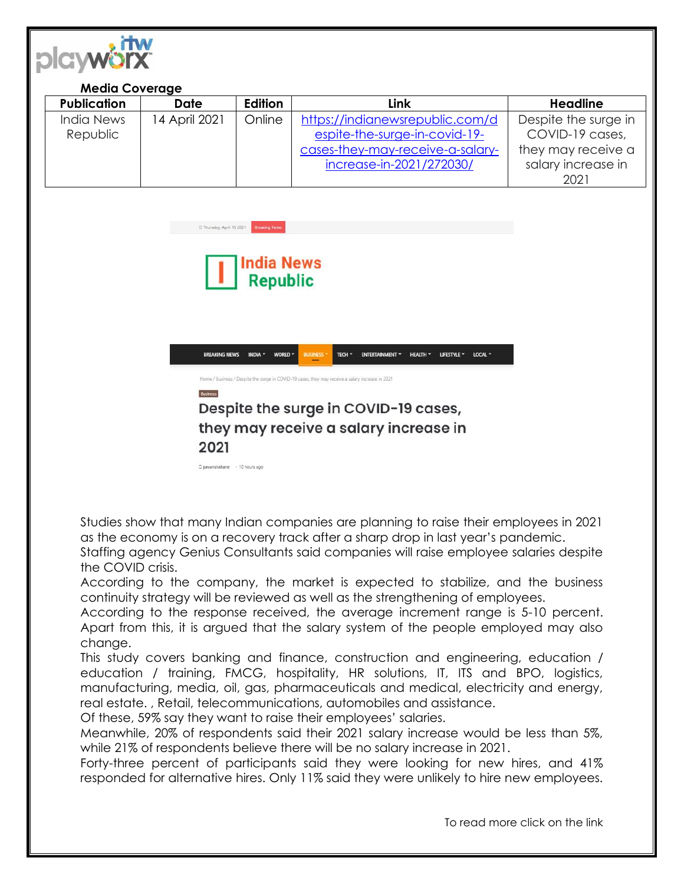playworx itw

**Media Coverage**

| Publication | Date | Edition | Link | Headline |
|---|---|---|---|---|
| India News Republic | 14 April 2021 | Online | https://indianewsrepublic.com/despite-the-surge-in-covid-19-cases-they-may-receive-a-salary-increase-in-2021/272030/ | Despite the surge in COVID-19 cases, they may receive a salary increase in 2021 |

Thursday, April 15 2021 Breaking News

India News Republic

BREAKING NEWS INDIA WORLD BUSINESS TECH ENTERTAINMENT HEALTH LIFESTYLE LOCAL

Home / Business / Despite the surge in COVID-19 cases, they may receive a salary increase in 2021

Business

## Despite the surge in COVID-19 cases, they may receive a salary increase in 2021

pavanshahane · 10 hours ago

Studies show that many Indian companies are planning to raise their employees in 2021 as the economy is on a recovery track after a sharp drop in last year's pandemic.
Staffing agency Genius Consultants said companies will raise employee salaries despite the COVID crisis.
According to the company, the market is expected to stabilize, and the business continuity strategy will be reviewed as well as the strengthening of employees.
According to the response received, the average increment range is 5-10 percent. Apart from this, it is argued that the salary system of the people employed may also change.
This study covers banking and finance, construction and engineering, education / education / training, FMCG, hospitality, HR solutions, IT, ITS and BPO, logistics, manufacturing, media, oil, gas, pharmaceuticals and medical, electricity and energy, real estate. , Retail, telecommunications, automobiles and assistance.
Of these, 59% say they want to raise their employees' salaries.
Meanwhile, 20% of respondents said their 2021 salary increase would be less than 5%, while 21% of respondents believe there will be no salary increase in 2021.
Forty-three percent of participants said they were looking for new hires, and 41% responded for alternative hires. Only 11% said they were unlikely to hire new employees.

To read more click on the link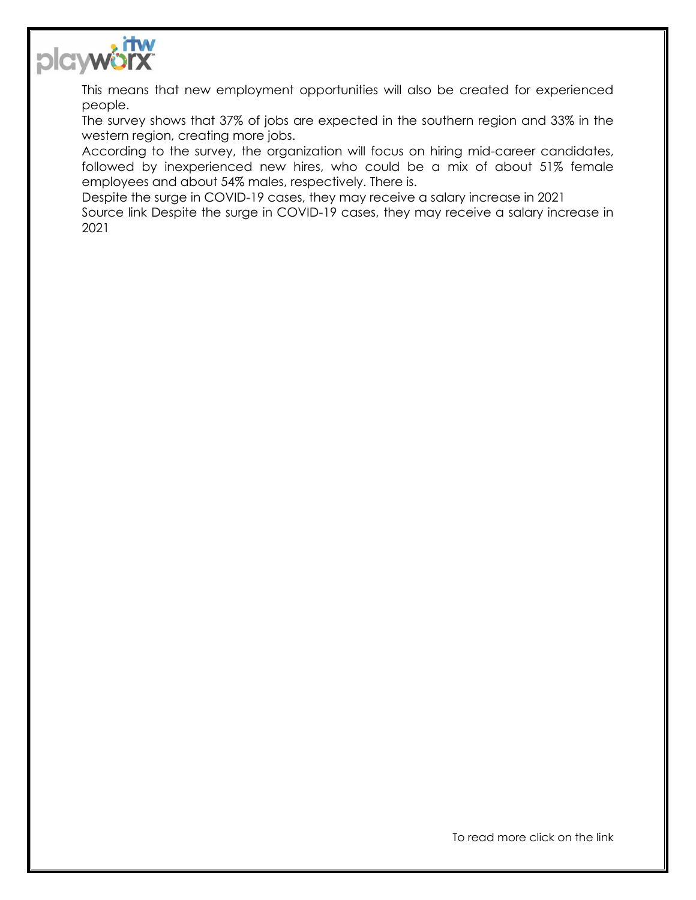This means that new employment opportunities will also be created for experienced people.

The survey shows that 37% of jobs are expected in the southern region and 33% in the western region, creating more jobs.

According to the survey, the organization will focus on hiring mid-career candidates, followed by inexperienced new hires, who could be a mix of about 51% female employees and about 54% males, respectively. There is.

Despite the surge in COVID-19 cases, they may receive a salary increase in 2021

Source link Despite the surge in COVID-19 cases, they may receive a salary increase in 2021

To read more click on the link